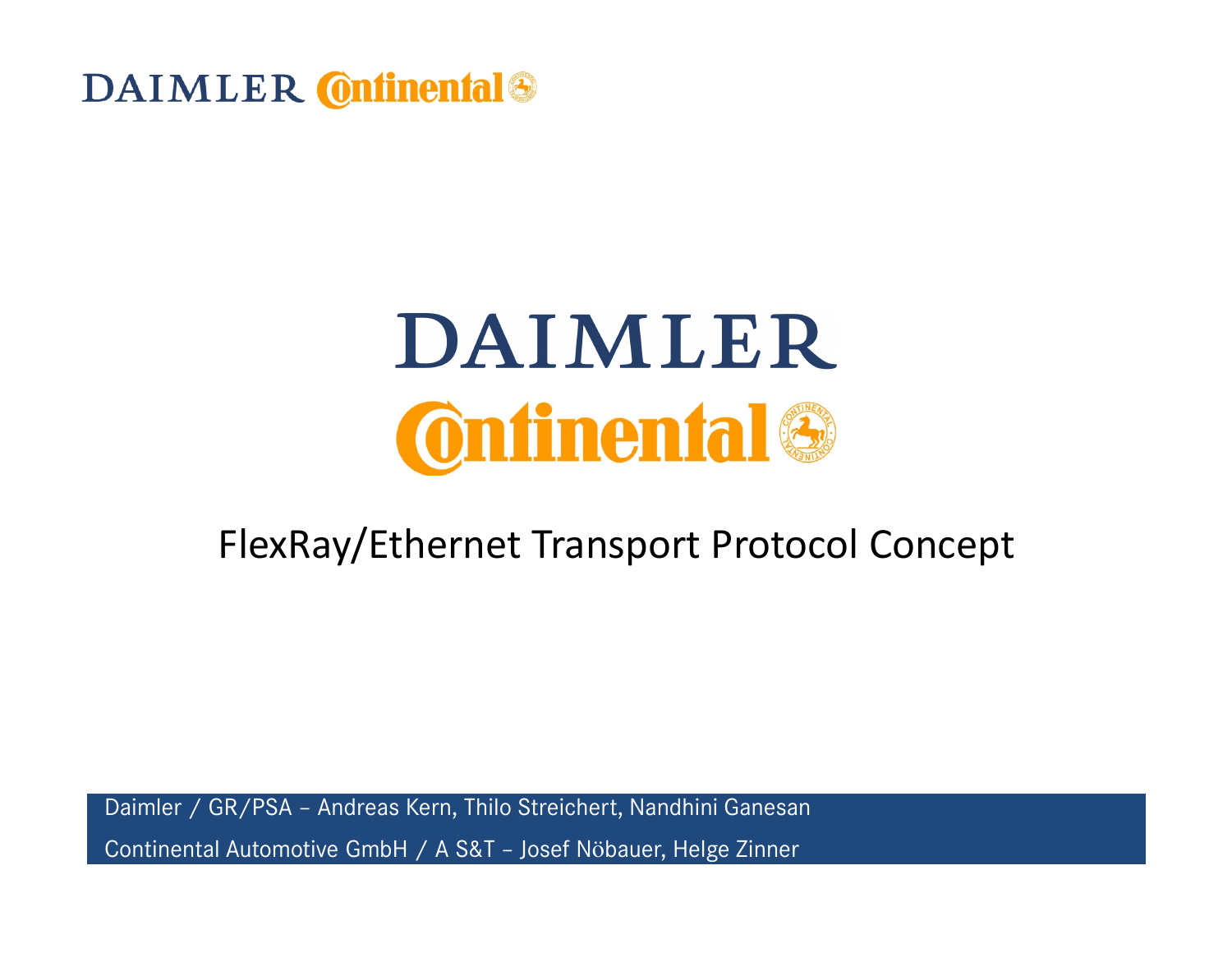DAIMLER Continental

# DAIMLER
# Continental

## FlexRay/Ethernet Transport Protocol Concept

Daimler / GR/PSA – Andreas Kern, Thilo Streichert, Nandhini Ganesan

Continental Automotive GmbH / A S&T – Josef Nöbauer, Helge Zinner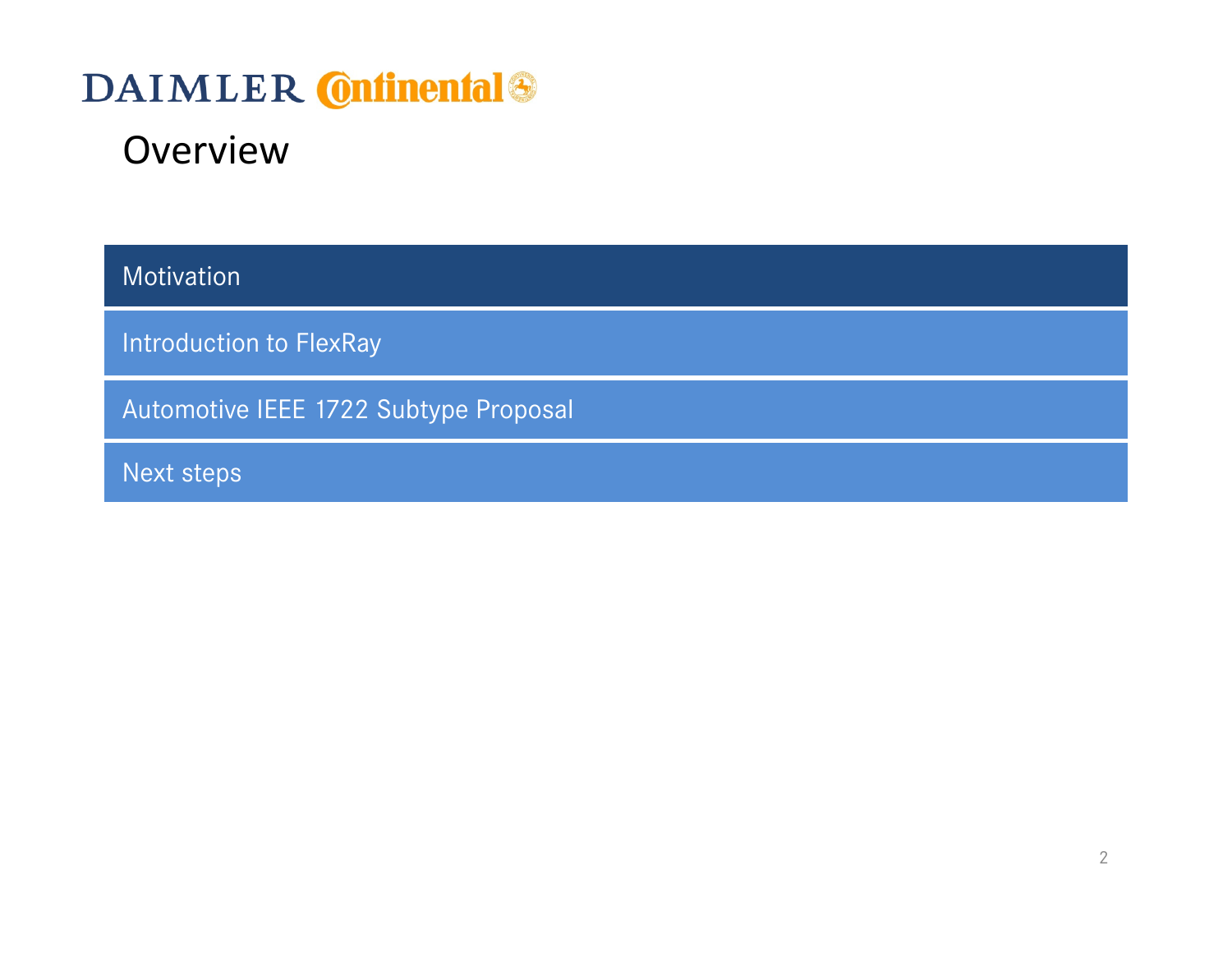# Overview

- Motivation
- Introduction to FlexRay
- Automotive IEEE 1722 Subtype Proposal
- Next steps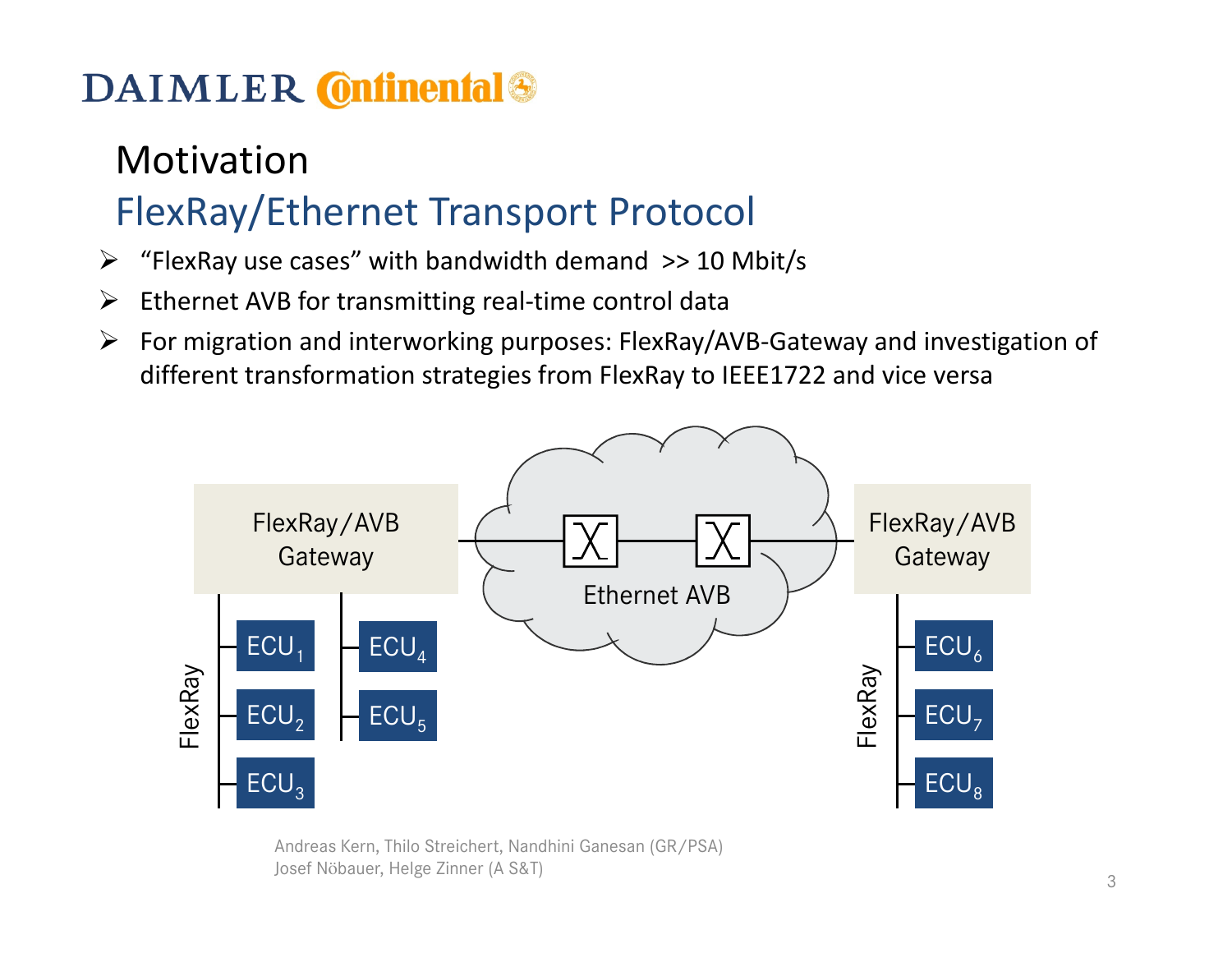# Motivation

## FlexRay/Ethernet Transport Protocol

- "FlexRay use cases" with bandwidth demand >> 10 Mbit/s
- Ethernet AVB for transmitting real-time control data
- For migration and interworking purposes: FlexRay/AVB-Gateway and investigation of different transformation strategies from FlexRay to IEEE1722 and vice versa

FlexRay/AVB Gateway

Ethernet AVB

FlexRay/AVB Gateway

FlexRay: $ECU_1$, $ECU_2$, $ECU_3$, $ECU_4$, $ECU_5$

FlexRay: $ECU_6$, $ECU_7$, $ECU_8$

Andreas Kern, Thilo Streichert, Nandhini Ganesan (GR/PSA)
Josef Nöbauer, Helge Zinner (A S&T)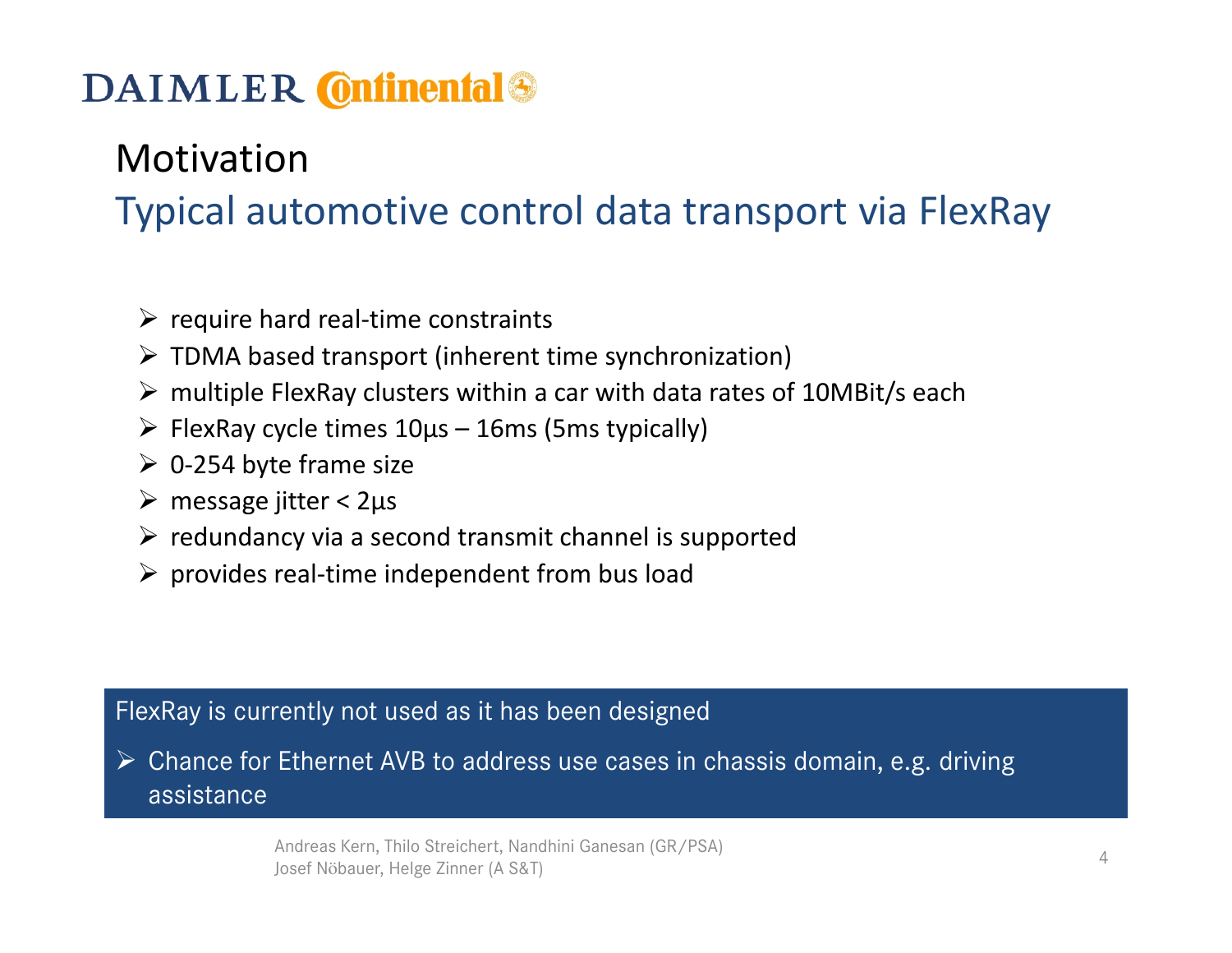# Motivation

## Typical automotive control data transport via FlexRay

- require hard real-time constraints
- TDMA based transport (inherent time synchronization)
- multiple FlexRay clusters within a car with data rates of 10MBit/s each
- FlexRay cycle times 10µs – 16ms (5ms typically)
- 0-254 byte frame size
- message jitter < 2µs
- redundancy via a second transmit channel is supported
- provides real-time independent from bus load

FlexRay is currently not used as it has been designed

- Chance for Ethernet AVB to address use cases in chassis domain, e.g. driving assistance

Andreas Kern, Thilo Streichert, Nandhini Ganesan (GR/PSA)
Josef Nöbauer, Helge Zinner (A S&T)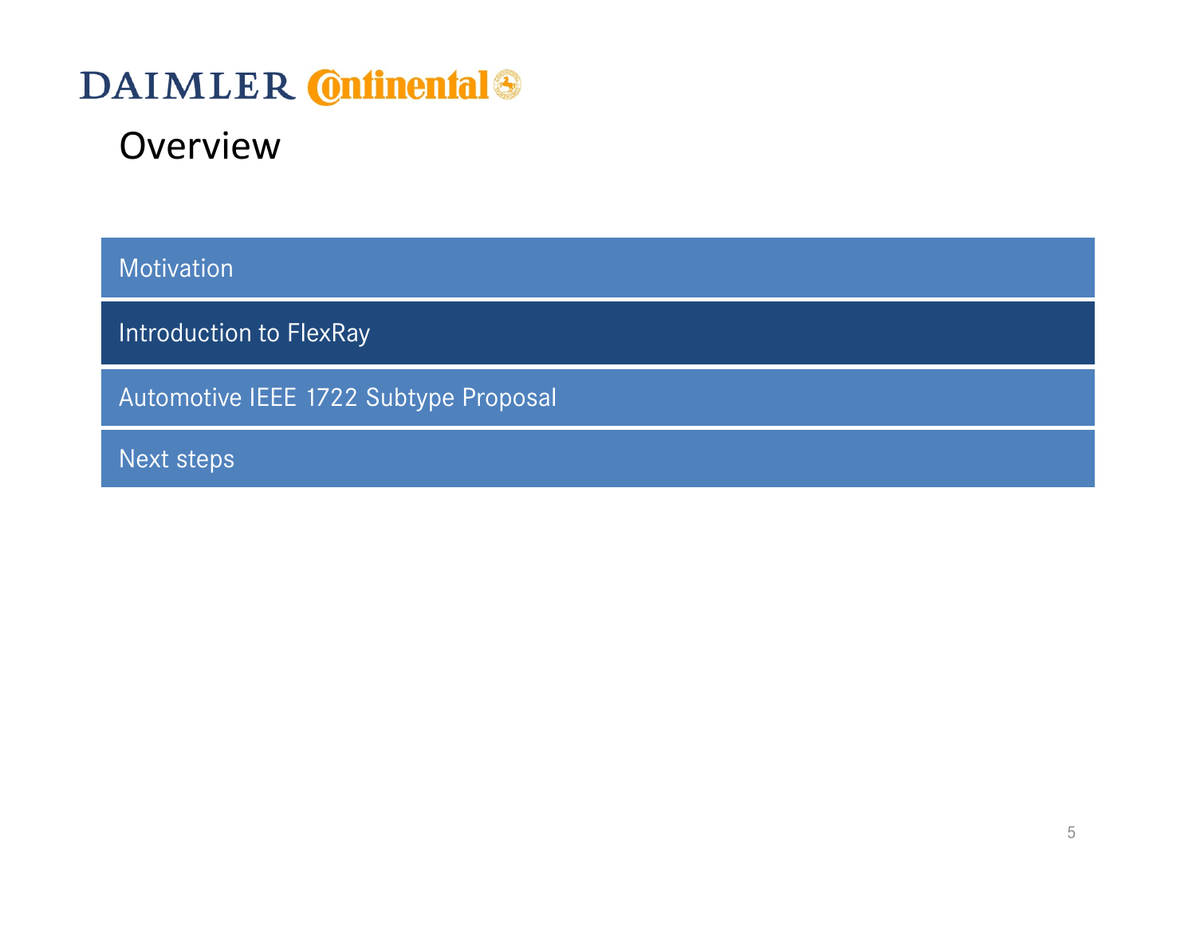# Overview

- Motivation
- **Introduction to FlexRay**
- Automotive IEEE 1722 Subtype Proposal
- Next steps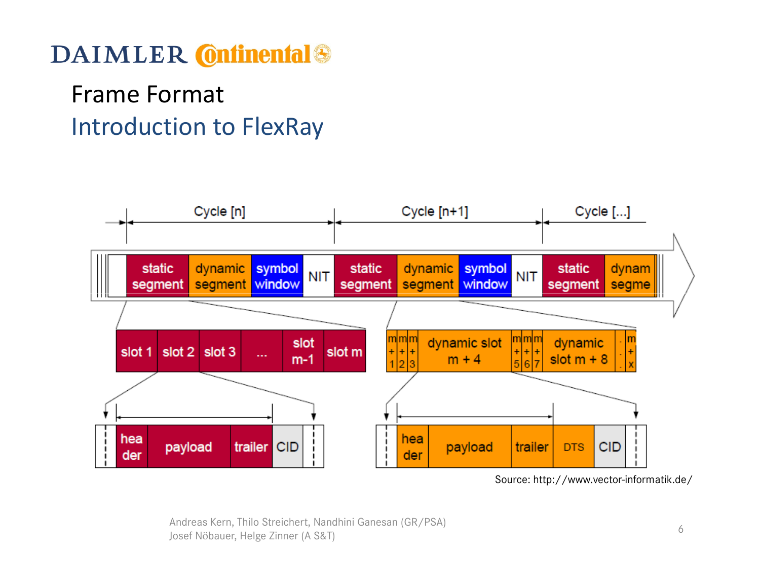# Frame Format

## Introduction to FlexRay

Cycle [n] | Cycle [n+1] | Cycle [...]

static segment | dynamic segment | symbol window | NIT | static segment | dynamic segment | symbol window | NIT | static segment | dynam segme

slot 1 | slot 2 | slot 3 | ... | slot m-1 | slot m

m+1 | m+2 | m+3 | dynamic slot m + 4 | m+5 | m+6 | m+7 | dynamic slot m + 8 | ... | m+x

header | payload | trailer | CID

header | payload | trailer | DTS | CID

Source: http://www.vector-informatik.de/

Andreas Kern, Thilo Streichert, Nandhini Ganesan (GR/PSA)
Josef Nöbauer, Helge Zinner (A S&T)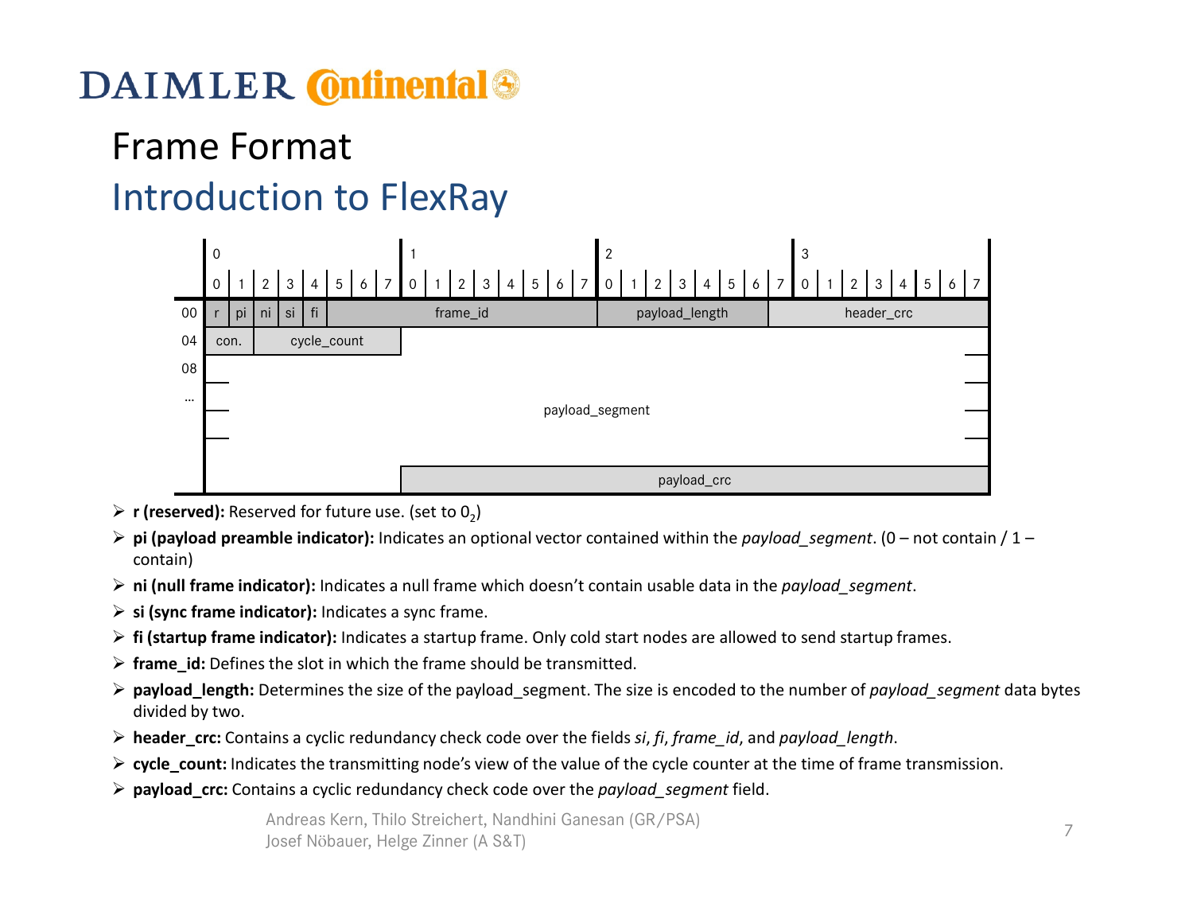# Frame Format

## Introduction to FlexRay

| | 0 | | | | | | | | 1 | | | | | | | | 2 | | | | | | | | 3 | | | | | | | |
|---|---|---|---|---|---|---|---|---|---|---|---|---|---|---|---|---|---|---|---|---|---|---|---|---|---|---|---|---|---|---|---|---|
| | 0 | 1 | 2 | 3 | 4 | 5 | 6 | 7 | 0 | 1 | 2 | 3 | 4 | 5 | 6 | 7 | 0 | 1 | 2 | 3 | 4 | 5 | 6 | 7 | 0 | 1 | 2 | 3 | 4 | 5 | 6 | 7 |
| 00 | r | pi | ni | si | fi | frame_id | | | | | | | | | | | payload_length | | | | | | | header_crc | | | | | | | | |
| 04 | con. | | cycle_count | | | | | | payload_segment | | | | | | | | | | | | | | | | | | | | | | | |
| 08 | payload_segment | | | | | | | | | | | | | | | | | | | | | | | | | | | | | | | |
| … | payload_segment | | | | | | | | | | | | | | | | | | | | | | | | | | | | | | | |
| | payload_segment | | | | | | | | payload_crc | | | | | | | | | | | | | | | | | | | | | | | |

- **r (reserved):** Reserved for future use. (set to $0_2$)
- **pi (payload preamble indicator):** Indicates an optional vector contained within the *payload_segment*. (0 – not contain / 1 – contain)
- **ni (null frame indicator):** Indicates a null frame which doesn't contain usable data in the *payload_segment*.
- **si (sync frame indicator):** Indicates a sync frame.
- **fi (startup frame indicator):** Indicates a startup frame. Only cold start nodes are allowed to send startup frames.
- **frame_id:** Defines the slot in which the frame should be transmitted.
- **payload_length:** Determines the size of the payload_segment. The size is encoded to the number of *payload_segment* data bytes divided by two.
- **header_crc:** Contains a cyclic redundancy check code over the fields *si*, *fi*, *frame_id*, and *payload_length*.
- **cycle_count:** Indicates the transmitting node's view of the value of the cycle counter at the time of frame transmission.
- **payload_crc:** Contains a cyclic redundancy check code over the *payload_segment* field.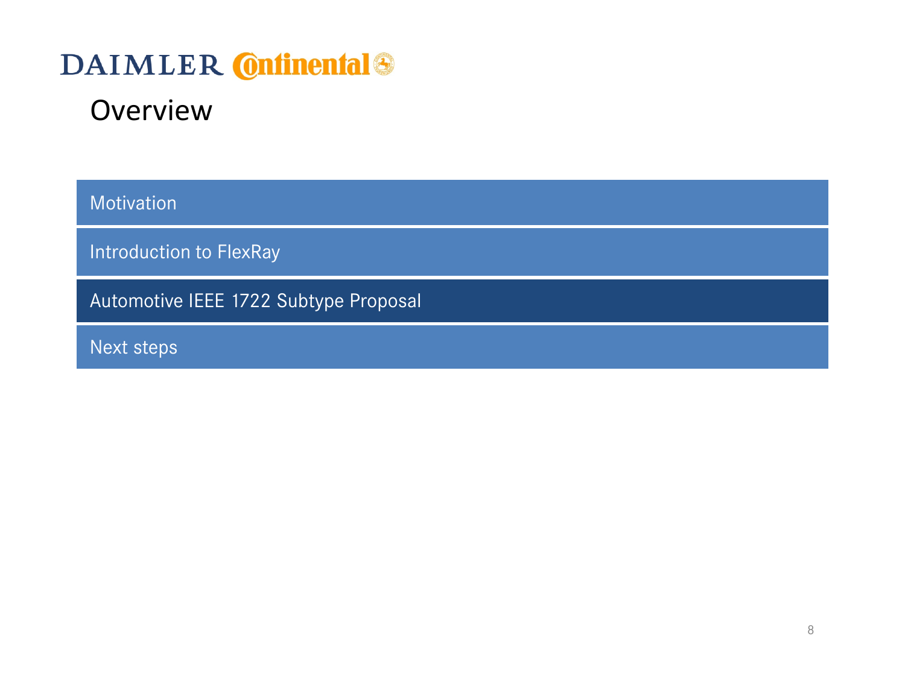# Overview

- Motivation
- Introduction to FlexRay
- **Automotive IEEE 1722 Subtype Proposal**
- Next steps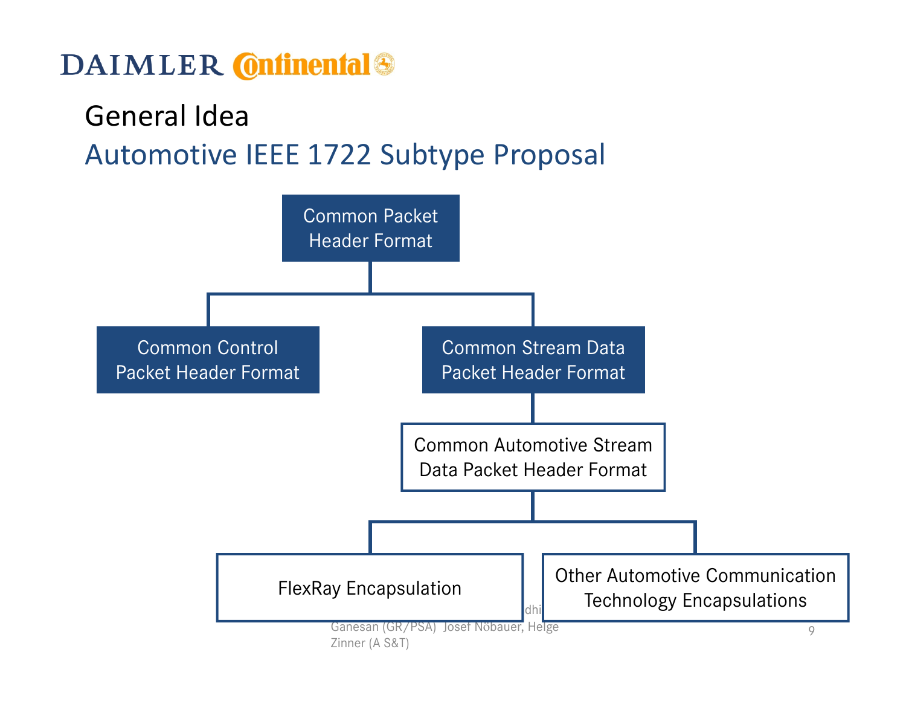# General Idea

## Automotive IEEE 1722 Subtype Proposal

- Common Packet Header Format
  - Common Control Packet Header Format
  - Common Stream Data Packet Header Format
    - Common Automotive Stream Data Packet Header Format
      - FlexRay Encapsulation
      - Other Automotive Communication Technology Encapsulations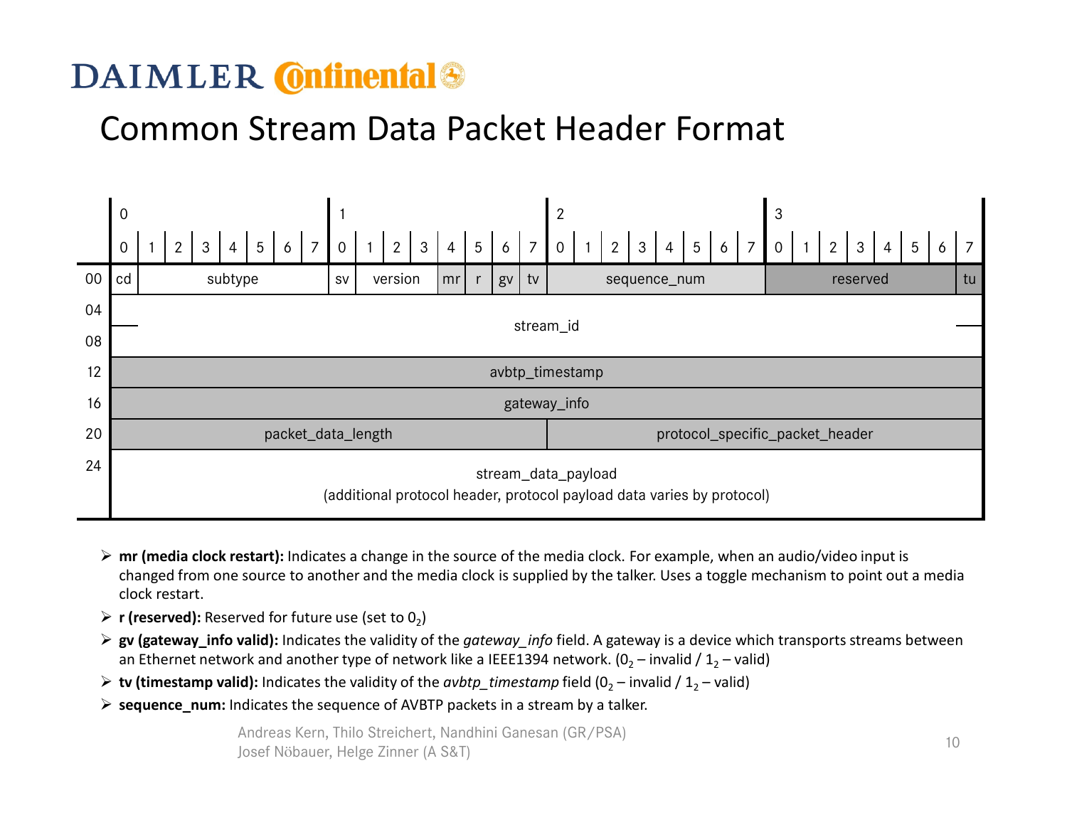## Common Stream Data Packet Header Format

| Offset | Byte 0 (bits 0–7) | | | | Byte 1 (bits 0–7) | | | | | | Byte 2 (bits 0–7) | Byte 3 (bits 0–6) | Byte 3 (bit 7) |
|---|---|---|---|---|---|---|---|---|---|---|---|---|---|
| | 0 | 1–7 | | | 0 | 1–3 | 4 | 5 | 6 | 7 | 0–7 | 0–6 | 7 |
| 00 | cd | subtype | | | sv | version | mr | r | gv | tv | sequence_num | reserved | tu |
| 04 | stream_id | | | | | | | | | | | | |
| 08 | stream_id | | | | | | | | | | | | |
| 12 | avbtp_timestamp | | | | | | | | | | | | |
| 16 | gateway_info | | | | | | | | | | | | |
| 20 | packet_data_length | | | | | | | | | | protocol_specific_packet_header | | |
| 24 | stream_data_payload (additional protocol header, protocol payload data varies by protocol) | | | | | | | | | | | | |

- **mr (media clock restart):** Indicates a change in the source of the media clock. For example, when an audio/video input is changed from one source to another and the media clock is supplied by the talker. Uses a toggle mechanism to point out a media clock restart.
- **r (reserved):** Reserved for future use (set to $0_2$)
- **gv (gateway_info valid):** Indicates the validity of the *gateway_info* field. A gateway is a device which transports streams between an Ethernet network and another type of network like a IEEE1394 network. ($0_2$ – invalid / $1_2$ – valid)
- **tv (timestamp valid):** Indicates the validity of the *avbtp_timestamp* field ($0_2$ – invalid / $1_2$ – valid)
- **sequence_num:** Indicates the sequence of AVBTP packets in a stream by a talker.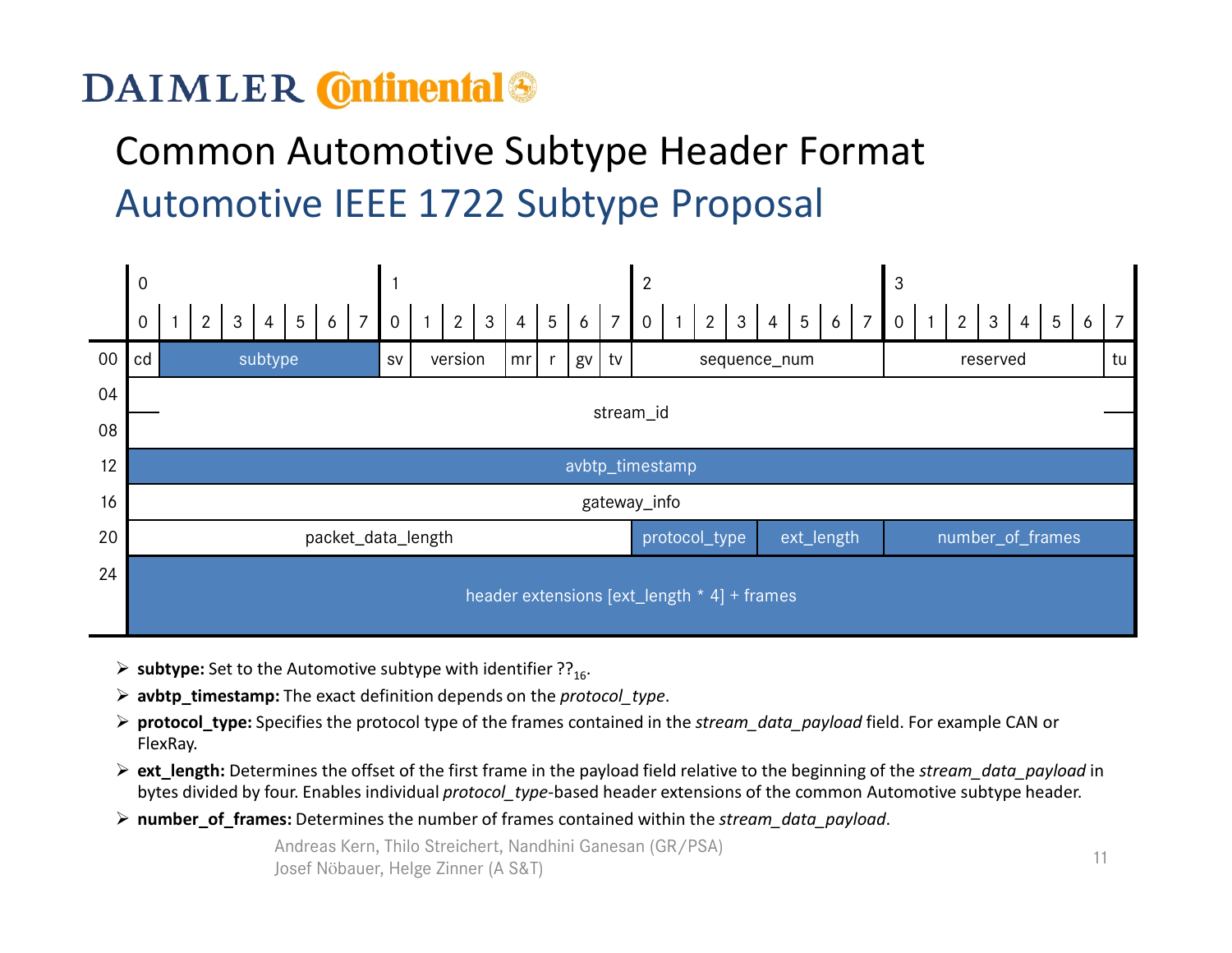# Common Automotive Subtype Header Format

## Automotive IEEE 1722 Subtype Proposal

| | 0 | | | | | | | | 1 | | | | | | | | 2 | | | | | | | | 3 | | | | | | | |
|---|---|---|---|---|---|---|---|---|---|---|---|---|---|---|---|---|---|---|---|---|---|---|---|---|---|---|---|---|---|---|---|---|
| | 0 | 1 | 2 | 3 | 4 | 5 | 6 | 7 | 0 | 1 | 2 | 3 | 4 | 5 | 6 | 7 | 0 | 1 | 2 | 3 | 4 | 5 | 6 | 7 | 0 | 1 | 2 | 3 | 4 | 5 | 6 | 7 |
| 00 | cd | subtype | | | | | | | sv | version | | | mr | r | gv | tv | sequence_num | | | | | | | | reserved | | | | | | | tu |
| 04 | stream_id | | | | | | | | | | | | | | | | | | | | | | | | | | | | | | | |
| 08 | | | | | | | | | | | | | | | | | | | | | | | | | | | | | | | | |
| 12 | avbtp_timestamp | | | | | | | | | | | | | | | | | | | | | | | | | | | | | | | |
| 16 | gateway_info | | | | | | | | | | | | | | | | | | | | | | | | | | | | | | | |
| 20 | packet_data_length | | | | | | | | | | | | | | | | protocol_type | | | | ext_length | | | | number_of_frames | | | | | | | |
| 24 | header extensions [ext_length * 4] + frames | | | | | | | | | | | | | | | | | | | | | | | | | | | | | | | |

- **subtype:** Set to the Automotive subtype with identifier $??_{16}$.
- **avbtp_timestamp:** The exact definition depends on the *protocol_type*.
- **protocol_type:** Specifies the protocol type of the frames contained in the *stream_data_payload* field. For example CAN or FlexRay.
- **ext_length:** Determines the offset of the first frame in the payload field relative to the beginning of the *stream_data_payload* in bytes divided by four. Enables individual *protocol_type*-based header extensions of the common Automotive subtype header.
- **number_of_frames:** Determines the number of frames contained within the *stream_data_payload*.

Andreas Kern, Thilo Streichert, Nandhini Ganesan (GR/PSA)
Josef Nöbauer, Helge Zinner (A S&T)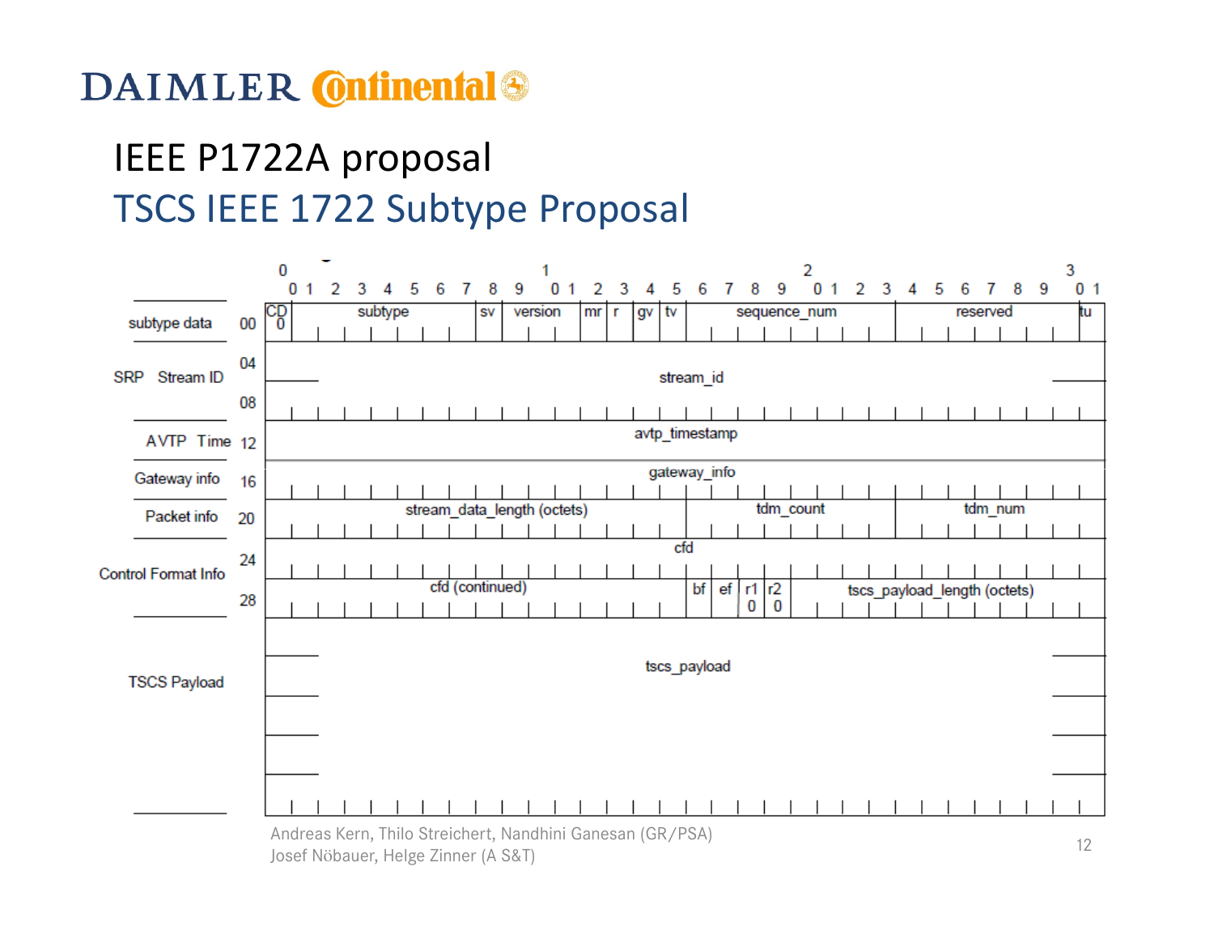# IEEE P1722A proposal

## TSCS IEEE 1722 Subtype Proposal

| Section | Offset | Bits 0–31 |
|---|---|---|
| subtype data | 00 | CD (0) \| subtype \| sv \| version \| mr \| r \| gv \| tv \| sequence_num \| reserved \| tu |
| SRP Stream ID | 04 | stream_id |
| | 08 | |
| AVTP Time | 12 | avtp_timestamp |
| Gateway info | 16 | gateway_info |
| Packet info | 20 | stream_data_length (octets) \| tdm_count \| tdm_num |
| Control Format Info | 24 | cfd |
| | 28 | cfd (continued) \| bf \| ef \| r1 (0) \| r2 (0) \| tscs_payload_length (octets) |
| TSCS Payload | | tscs_payload |

Andreas Kern, Thilo Streichert, Nandhini Ganesan (GR/PSA)
Josef Nöbauer, Helge Zinner (A S&T)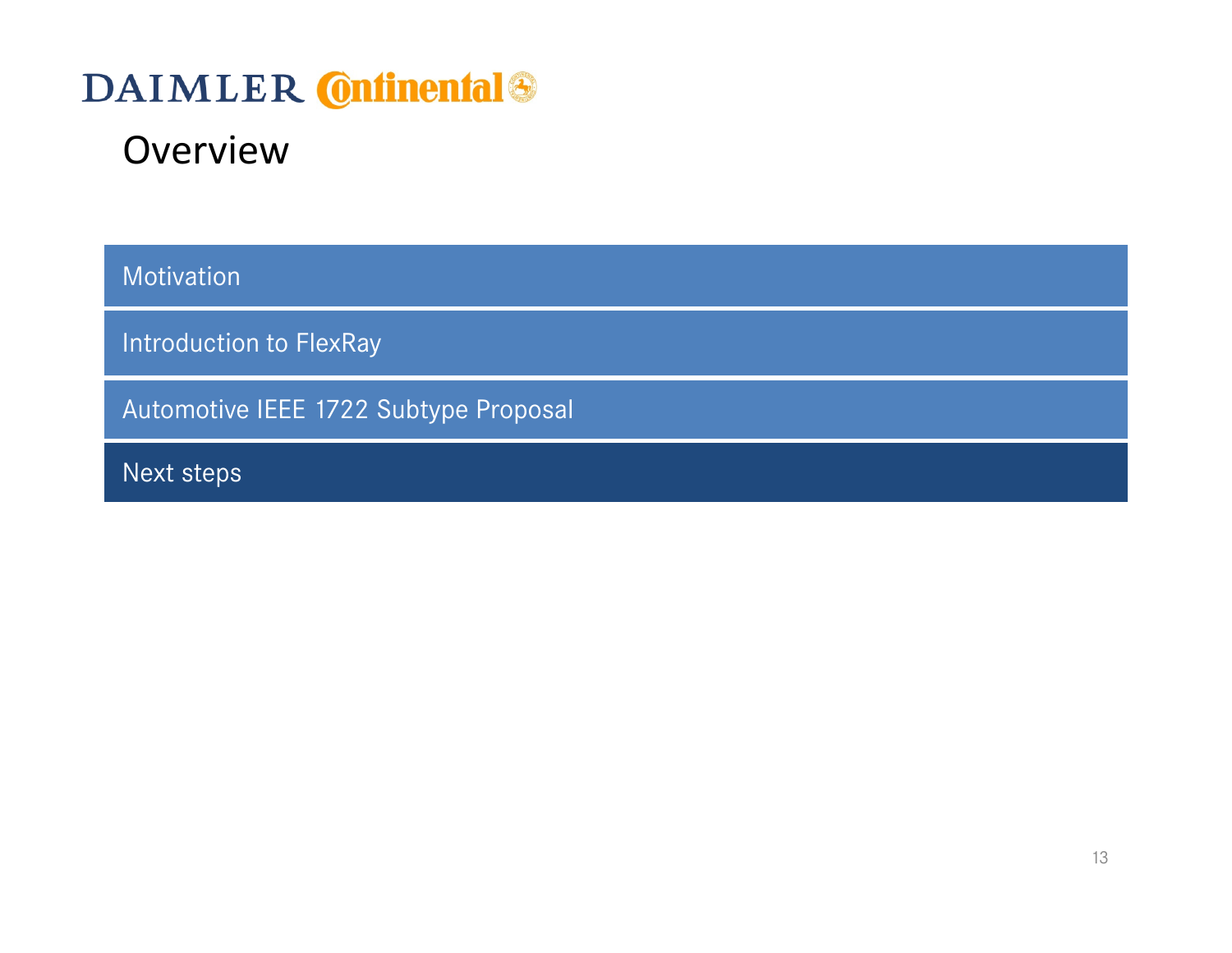# Overview

- Motivation
- Introduction to FlexRay
- Automotive IEEE 1722 Subtype Proposal
- **Next steps**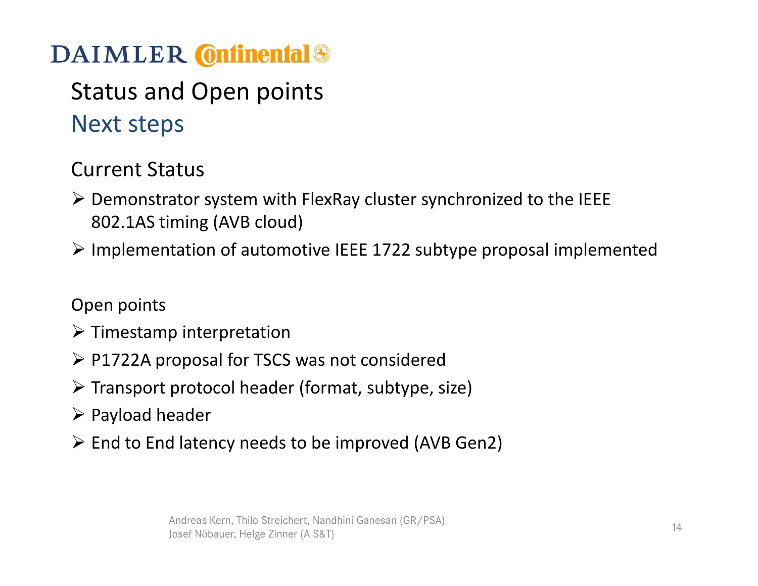DAIMLER Continental

# Status and Open points

## Next steps

### Current Status

- Demonstrator system with FlexRay cluster synchronized to the IEEE 802.1AS timing (AVB cloud)
- Implementation of automotive IEEE 1722 subtype proposal implemented

### Open points

- Timestamp interpretation
- P1722A proposal for TSCS was not considered
- Transport protocol header (format, subtype, size)
- Payload header
- End to End latency needs to be improved (AVB Gen2)

Andreas Kern, Thilo Streichert, Nandhini Ganesan (GR/PSA)
Josef Nöbauer, Helge Zinner (A S&T)